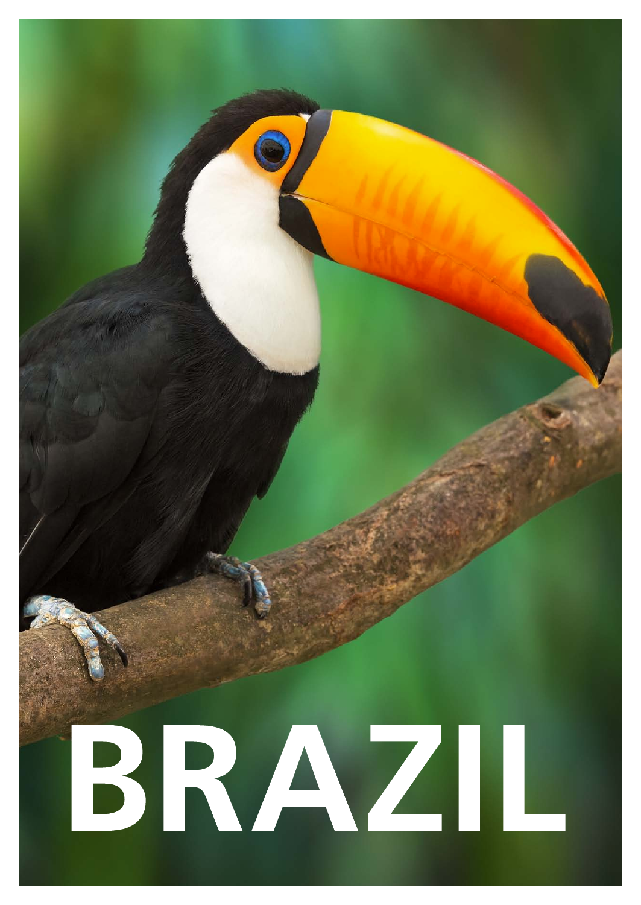# BRAZIL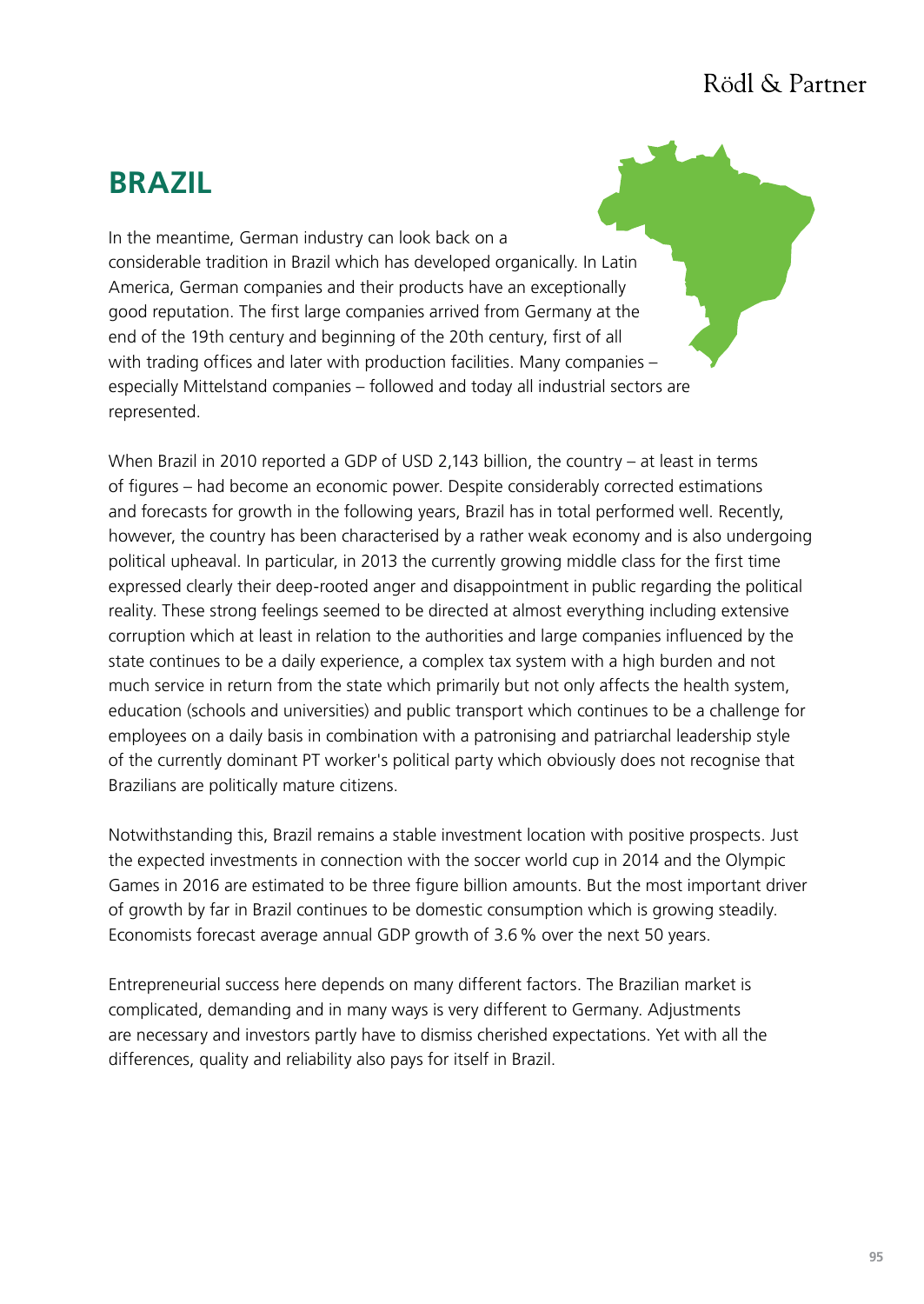# BRAZIL

In the meantime, German industry can look back on a considerable tradition in Brazil which has developed organically. In Latin America, German companies and their products have an exceptionally good reputation. The first large companies arrived from Germany at the end of the 19th century and beginning of the 20th century, first of all with trading offices and later with production facilities. Many companies – especially Mittelstand companies – followed and today all industrial sectors are represented.

When Brazil in 2010 reported a GDP of USD 2,143 billion, the country – at least in terms of figures – had become an economic power. Despite considerably corrected estimations and forecasts for growth in the following years, Brazil has in total performed well. Recently, however, the country has been characterised by a rather weak economy and is also undergoing political upheaval. In particular, in 2013 the currently growing middle class for the first time expressed clearly their deep-rooted anger and disappointment in public regarding the political reality. These strong feelings seemed to be directed at almost everything including extensive corruption which at least in relation to the authorities and large companies influenced by the state continues to be a daily experience, a complex tax system with a high burden and not much service in return from the state which primarily but not only affects the health system, education (schools and universities) and public transport which continues to be a challenge for employees on a daily basis in combination with a patronising and patriarchal leadership style of the currently dominant PT worker's political party which obviously does not recognise that Brazilians are politically mature citizens.

Notwithstanding this, Brazil remains a stable investment location with positive prospects. Just the expected investments in connection with the soccer world cup in 2014 and the Olympic Games in 2016 are estimated to be three figure billion amounts. But the most important driver of growth by far in Brazil continues to be domestic consumption which is growing steadily. Economists forecast average annual GDP growth of 3.6 % over the next 50 years.

Entrepreneurial success here depends on many different factors. The Brazilian market is complicated, demanding and in many ways is very different to Germany. Adjustments are necessary and investors partly have to dismiss cherished expectations. Yet with all the differences, quality and reliability also pays for itself in Brazil.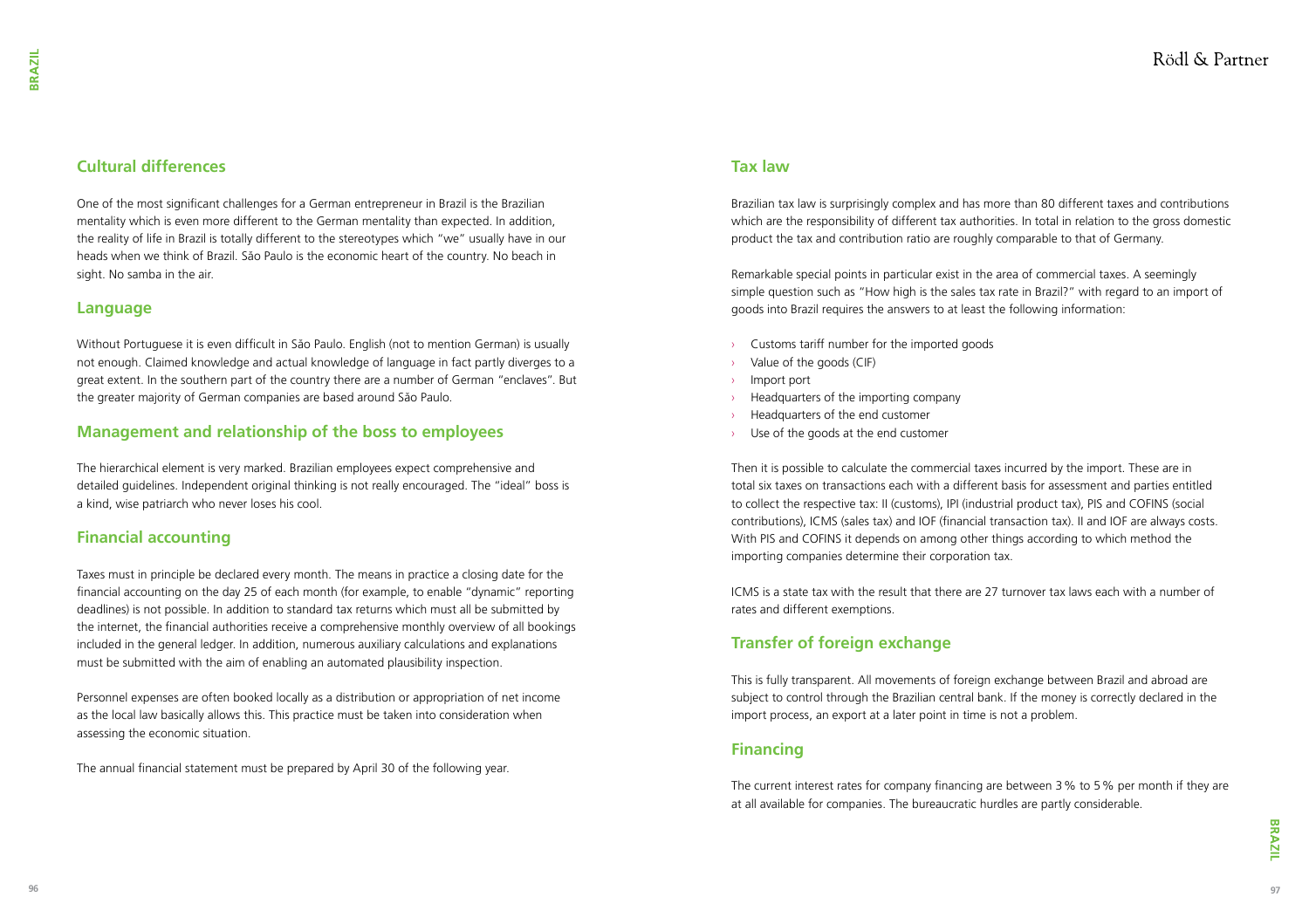## Cultural differences

One of the most significant challenges for a German entrepreneur in Brazil is the Brazilian mentality which is even more different to the German mentality than expected. In addition, the reality of life in Brazil is totally different to the stereotypes which "we" usually have in our heads when we think of Brazil. São Paulo is the economic heart of the country. No beach in sight. No samba in the air.

## Language

Without Portuguese it is even difficult in São Paulo. English (not to mention German) is usually not enough. Claimed knowledge and actual knowledge of language in fact partly diverges to a great extent. In the southern part of the country there are a number of German "enclaves". But the greater majority of German companies are based around São Paulo.

## Management and relationship of the boss to employees

The hierarchical element is very marked. Brazilian employees expect comprehensive and detailed guidelines. Independent original thinking is not really encouraged. The "ideal" boss is a kind, wise patriarch who never loses his cool.

## Financial accounting

Taxes must in principle be declared every month. The means in practice a closing date for the financial accounting on the day 25 of each month (for example, to enable "dynamic" reporting deadlines) is not possible. In addition to standard tax returns which must all be submitted by the internet, the financial authorities receive a comprehensive monthly overview of all bookings included in the general ledger. In addition, numerous auxiliary calculations and explanations must be submitted with the aim of enabling an automated plausibility inspection.

Personnel expenses are often booked locally as a distribution or appropriation of net income as the local law basically allows this. This practice must be taken into consideration when assessing the economic situation.

The annual financial statement must be prepared by April 30 of the following year.

## Tax law

Brazilian tax law is surprisingly complex and has more than 80 different taxes and contributions which are the responsibility of different tax authorities. In total in relation to the gross domestic product the tax and contribution ratio are roughly comparable to that of Germany.

Remarkable special points in particular exist in the area of commercial taxes. A seemingly simple question such as "How high is the sales tax rate in Brazil?" with regard to an import of goods into Brazil requires the answers to at least the following information:

- Customs tariff number for the imported goods
- Value of the goods (CIF)
- Import port
- Headquarters of the importing company
- Headquarters of the end customer
- Use of the goods at the end customer

Then it is possible to calculate the commercial taxes incurred by the import. These are in total six taxes on transactions each with a different basis for assessment and parties entitled to collect the respective tax: II (customs), IPI (industrial product tax), PIS and COFINS (social contributions), ICMS (sales tax) and IOF (financial transaction tax). II and IOF are always costs. With PIS and COFINS it depends on among other things according to which method the importing companies determine their corporation tax.

ICMS is a state tax with the result that there are 27 turnover tax laws each with a number of rates and different exemptions.

## Transfer of foreign exchange

This is fully transparent. All movements of foreign exchange between Brazil and abroad are subject to control through the Brazilian central bank. If the money is correctly declared in the import process, an export at a later point in time is not a problem.

## Financing

The current interest rates for company financing are between 3 % to 5 % per month if they are at all available for companies. The bureaucratic hurdles are partly considerable.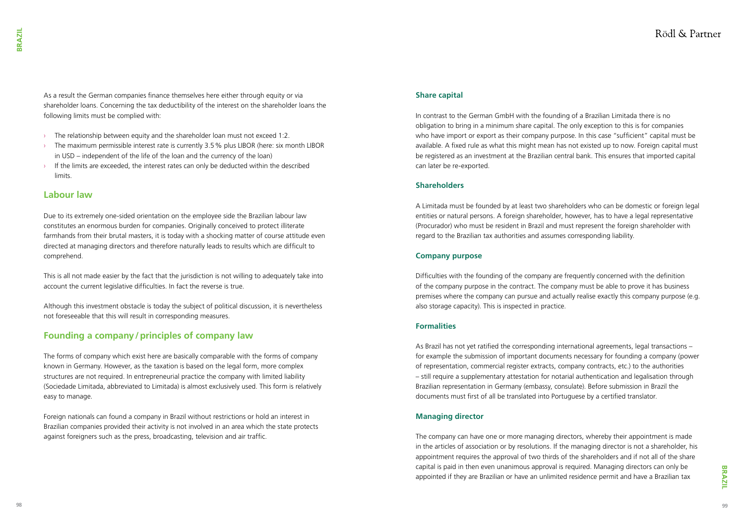As a result the German companies finance themselves here either through equity or via shareholder loans. Concerning the tax deductibility of the interest on the shareholder loans the following limits must be complied with:

- The relationship between equity and the shareholder loan must not exceed 1:2.
- The maximum permissible interest rate is currently 3.5 % plus LIBOR (here: six month LIBOR in USD – independent of the life of the loan and the currency of the loan)
- If the limits are exceeded, the interest rates can only be deducted within the described limits.

## Labour law

Due to its extremely one-sided orientation on the employee side the Brazilian labour law constitutes an enormous burden for companies. Originally conceived to protect illiterate farmhands from their brutal masters, it is today with a shocking matter of course attitude even directed at managing directors and therefore naturally leads to results which are difficult to comprehend.

This is all not made easier by the fact that the jurisdiction is not willing to adequately take into account the current legislative difficulties. In fact the reverse is true.

Although this investment obstacle is today the subject of political discussion, it is nevertheless not foreseeable that this will result in corresponding measures.

## Founding a company / principles of company law

The forms of company which exist here are basically comparable with the forms of company known in Germany. However, as the taxation is based on the legal form, more complex structures are not required. In entrepreneurial practice the company with limited liability (Sociedade Limitada, abbreviated to Limitada) is almost exclusively used. This form is relatively easy to manage.

Foreign nationals can found a company in Brazil without restrictions or hold an interest in Brazilian companies provided their activity is not involved in an area which the state protects against foreigners such as the press, broadcasting, television and air traffic.

### Share capital

In contrast to the German GmbH with the founding of a Brazilian Limitada there is no obligation to bring in a minimum share capital. The only exception to this is for companies who have import or export as their company purpose. In this case "sufficient" capital must be available. A fixed rule as what this might mean has not existed up to now. Foreign capital must be registered as an investment at the Brazilian central bank. This ensures that imported capital can later be re-exported.

### Shareholders

A Limitada must be founded by at least two shareholders who can be domestic or foreign legal entities or natural persons. A foreign shareholder, however, has to have a legal representative (Procurador) who must be resident in Brazil and must represent the foreign shareholder with regard to the Brazilian tax authorities and assumes corresponding liability.

### Company purpose

Difficulties with the founding of the company are frequently concerned with the definition of the company purpose in the contract. The company must be able to prove it has business premises where the company can pursue and actually realise exactly this company purpose (e.g. also storage capacity). This is inspected in practice.

### Formalities

As Brazil has not yet ratified the corresponding international agreements, legal transactions – for example the submission of important documents necessary for founding a company (power of representation, commercial register extracts, company contracts, etc.) to the authorities – still require a supplementary attestation for notarial authentication and legalisation through Brazilian representation in Germany (embassy, consulate). Before submission in Brazil the documents must first of all be translated into Portuguese by a certified translator.

### Managing director

The company can have one or more managing directors, whereby their appointment is made in the articles of association or by resolutions. If the managing director is not a shareholder, his appointment requires the approval of two thirds of the shareholders and if not all of the share capital is paid in then even unanimous approval is required. Managing directors can only be appointed if they are Brazilian or have an unlimited residence permit and have a Brazilian tax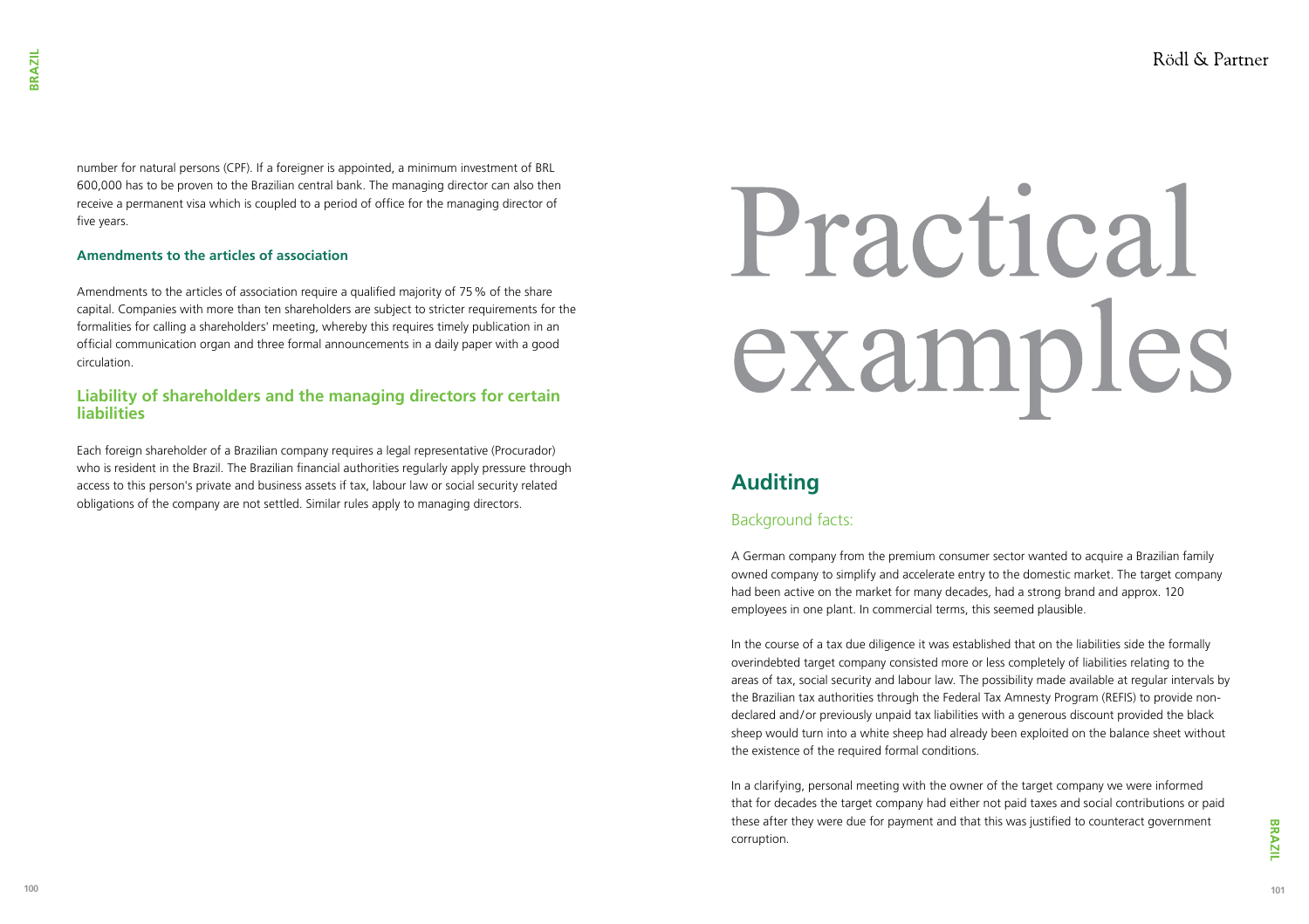number for natural persons (CPF). If a foreigner is appointed, a minimum investment of BRL 600,000 has to be proven to the Brazilian central bank. The managing director can also then receive a permanent visa which is coupled to a period of office for the managing director of five years.

#### Amendments to the articles of association

Amendments to the articles of association require a qualified majority of 75 % of the share capital. Companies with more than ten shareholders are subject to stricter requirements for the formalities for calling a shareholders' meeting, whereby this requires timely publication in an official communication organ and three formal announcements in a daily paper with a good circulation.

### Liability of shareholders and the managing directors for certain liabilities

Each foreign shareholder of a Brazilian company requires a legal representative (Procurador) who is resident in the Brazil. The Brazilian financial authorities regularly apply pressure through access to this person's private and business assets if tax, labour law or social security related obligations of the company are not settled. Similar rules apply to managing directors.

# Practical examples

## Auditing

### Background facts:

A German company from the premium consumer sector wanted to acquire a Brazilian family owned company to simplify and accelerate entry to the domestic market. The target company had been active on the market for many decades, had a strong brand and approx. 120 employees in one plant. In commercial terms, this seemed plausible.

In the course of a tax due diligence it was established that on the liabilities side the formally overindebted target company consisted more or less completely of liabilities relating to the areas of tax, social security and labour law. The possibility made available at regular intervals by the Brazilian tax authorities through the Federal Tax Amnesty Program (REFIS) to provide non-declared and/or previously unpaid tax liabilities with a generous discount provided the black sheep would turn into a white sheep had already been exploited on the balance sheet without the existence of the required formal conditions.

In a clarifying, personal meeting with the owner of the target company we were informed that for decades the target company had either not paid taxes and social contributions or paid these after they were due for payment and that this was justified to counteract government corruption.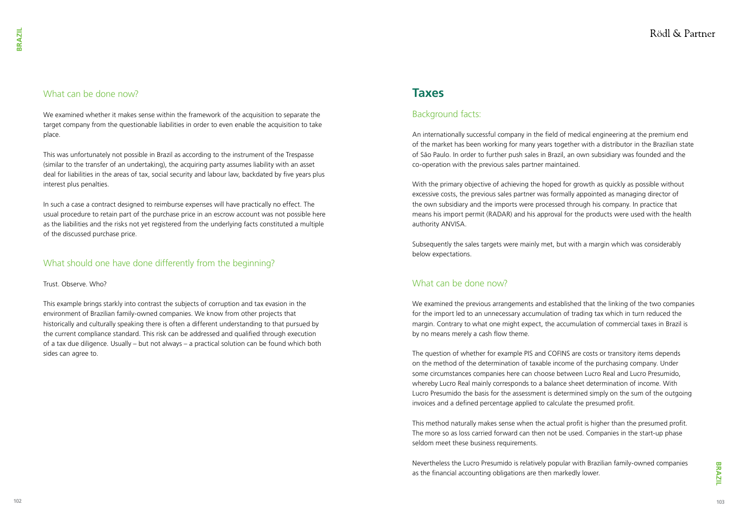## What can be done now?

We examined whether it makes sense within the framework of the acquisition to separate the target company from the questionable liabilities in order to even enable the acquisition to take place.

This was unfortunately not possible in Brazil as according to the instrument of the Trespasse (similar to the transfer of an undertaking), the acquiring party assumes liability with an asset deal for liabilities in the areas of tax, social security and labour law, backdated by five years plus interest plus penalties.

In such a case a contract designed to reimburse expenses will have practically no effect. The usual procedure to retain part of the purchase price in an escrow account was not possible here as the liabilities and the risks not yet registered from the underlying facts constituted a multiple of the discussed purchase price.

## What should one have done differently from the beginning?

Trust. Observe. Who?

This example brings starkly into contrast the subjects of corruption and tax evasion in the environment of Brazilian family-owned companies. We know from other projects that historically and culturally speaking there is often a different understanding to that pursued by the current compliance standard. This risk can be addressed and qualified through execution of a tax due diligence. Usually – but not always – a practical solution can be found which both sides can agree to.

# Taxes

## Background facts:

An internationally successful company in the field of medical engineering at the premium end of the market has been working for many years together with a distributor in the Brazilian state of São Paulo. In order to further push sales in Brazil, an own subsidiary was founded and the co-operation with the previous sales partner maintained.

With the primary objective of achieving the hoped for growth as quickly as possible without excessive costs, the previous sales partner was formally appointed as managing director of the own subsidiary and the imports were processed through his company. In practice that means his import permit (RADAR) and his approval for the products were used with the health authority ANVISA.

Subsequently the sales targets were mainly met, but with a margin which was considerably below expectations.

## What can be done now?

We examined the previous arrangements and established that the linking of the two companies for the import led to an unnecessary accumulation of trading tax which in turn reduced the margin. Contrary to what one might expect, the accumulation of commercial taxes in Brazil is by no means merely a cash flow theme.

The question of whether for example PIS and COFINS are costs or transitory items depends on the method of the determination of taxable income of the purchasing company. Under some circumstances companies here can choose between Lucro Real and Lucro Presumido, whereby Lucro Real mainly corresponds to a balance sheet determination of income. With Lucro Presumido the basis for the assessment is determined simply on the sum of the outgoing invoices and a defined percentage applied to calculate the presumed profit.

This method naturally makes sense when the actual profit is higher than the presumed profit. The more so as loss carried forward can then not be used. Companies in the start-up phase seldom meet these business requirements.

Nevertheless the Lucro Presumido is relatively popular with Brazilian family-owned companies as the financial accounting obligations are then markedly lower.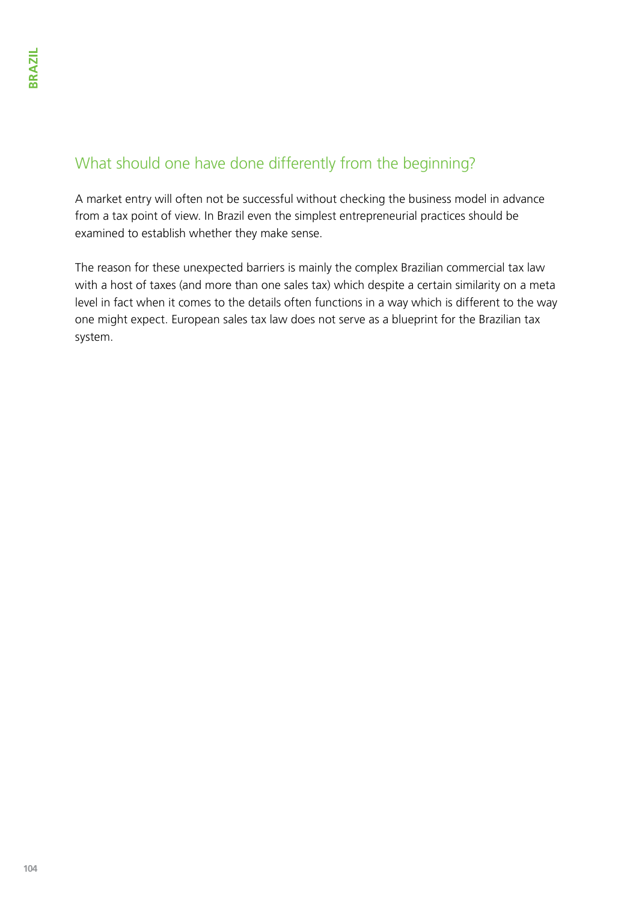## What should one have done differently from the beginning?

A market entry will often not be successful without checking the business model in advance from a tax point of view. In Brazil even the simplest entrepreneurial practices should be examined to establish whether they make sense.

The reason for these unexpected barriers is mainly the complex Brazilian commercial tax law with a host of taxes (and more than one sales tax) which despite a certain similarity on a meta level in fact when it comes to the details often functions in a way which is different to the way one might expect. European sales tax law does not serve as a blueprint for the Brazilian tax system.